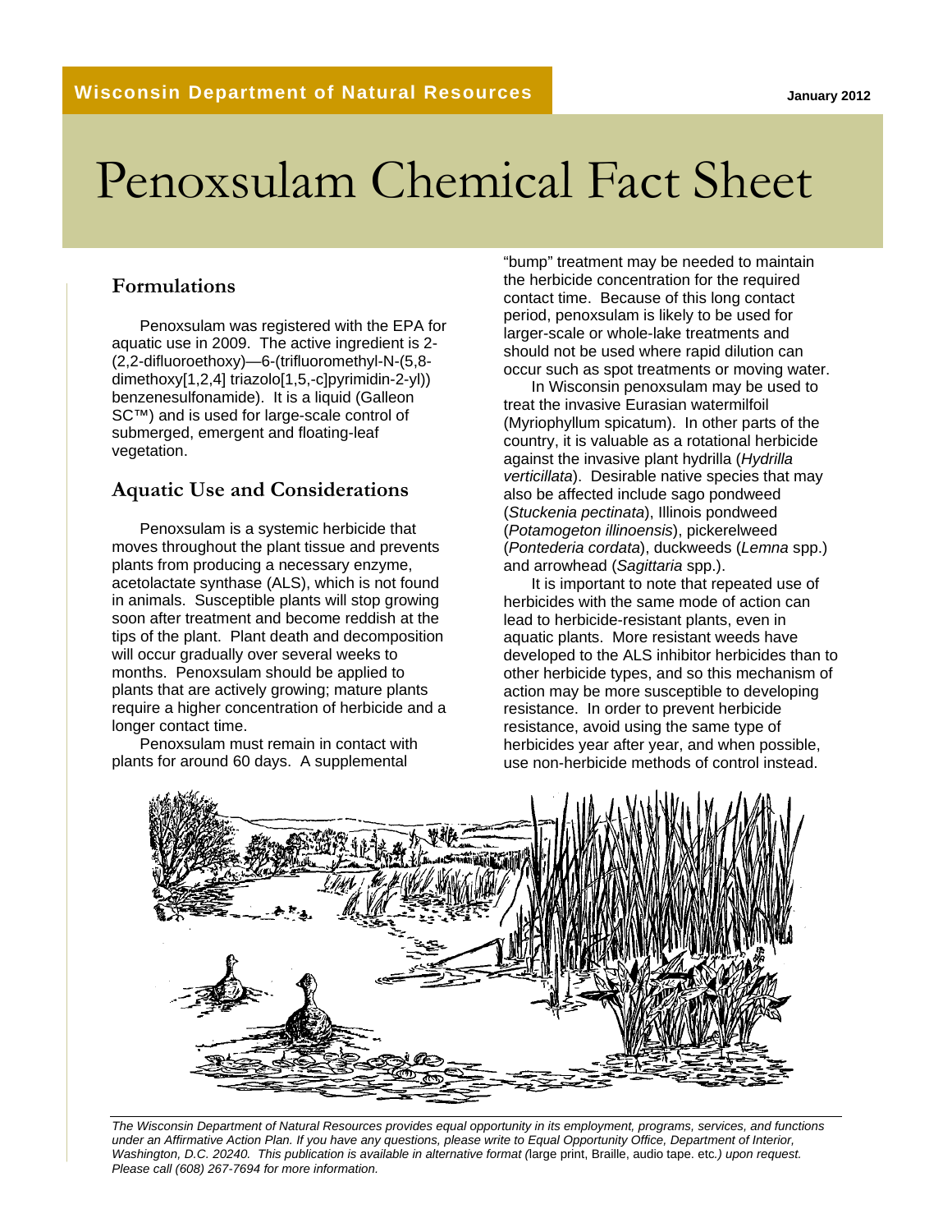Wisconsin Department of Natural Resources

January 2012

# Penoxsulam Chemical Fact Sheet

## Formulations

Penoxsulam was registered with the EPA for aquatic use in 2009. The active ingredient is 2-(2,2-difluoroethoxy)—6-(trifluoromethyl-N-(5,8-dimethoxy[1,2,4] triazolo[1,5,-c]pyrimidin-2-yl)) benzenesulfonamide). It is a liquid (Galleon SC™) and is used for large-scale control of submerged, emergent and floating-leaf vegetation.

## Aquatic Use and Considerations

Penoxsulam is a systemic herbicide that moves throughout the plant tissue and prevents plants from producing a necessary enzyme, acetolactate synthase (ALS), which is not found in animals. Susceptible plants will stop growing soon after treatment and become reddish at the tips of the plant. Plant death and decomposition will occur gradually over several weeks to months. Penoxsulam should be applied to plants that are actively growing; mature plants require a higher concentration of herbicide and a longer contact time.

Penoxsulam must remain in contact with plants for around 60 days. A supplemental "bump" treatment may be needed to maintain the herbicide concentration for the required contact time. Because of this long contact period, penoxsulam is likely to be used for larger-scale or whole-lake treatments and should not be used where rapid dilution can occur such as spot treatments or moving water.

In Wisconsin penoxsulam may be used to treat the invasive Eurasian watermilfoil (Myriophyllum spicatum). In other parts of the country, it is valuable as a rotational herbicide against the invasive plant hydrilla (*Hydrilla verticillata*). Desirable native species that may also be affected include sago pondweed (*Stuckenia pectinata*), Illinois pondweed (*Potamogeton illinoensis*), pickerelweed (*Pontederia cordata*), duckweeds (*Lemna* spp.) and arrowhead (*Sagittaria* spp.).

It is important to note that repeated use of herbicides with the same mode of action can lead to herbicide-resistant plants, even in aquatic plants. More resistant weeds have developed to the ALS inhibitor herbicides than to other herbicide types, and so this mechanism of action may be more susceptible to developing resistance. In order to prevent herbicide resistance, avoid using the same type of herbicides year after year, and when possible, use non-herbicide methods of control instead.

*The Wisconsin Department of Natural Resources provides equal opportunity in its employment, programs, services, and functions under an Affirmative Action Plan. If you have any questions, please write to Equal Opportunity Office, Department of Interior, Washington, D.C. 20240. This publication is available in alternative format (*large print, Braille, audio tape. etc.*) upon request. Please call (608) 267-7694 for more information.*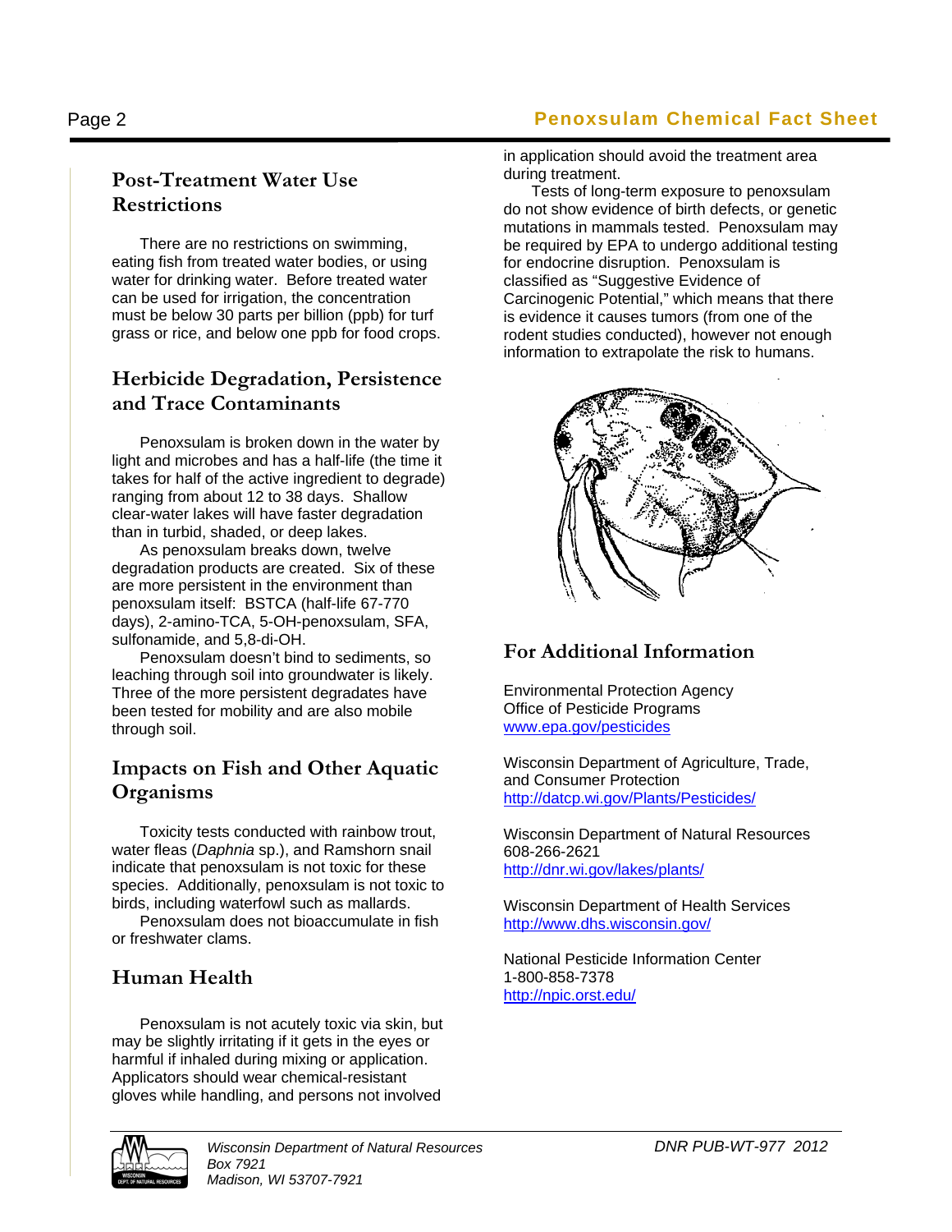## Post-Treatment Water Use Restrictions

There are no restrictions on swimming, eating fish from treated water bodies, or using water for drinking water. Before treated water can be used for irrigation, the concentration must be below 30 parts per billion (ppb) for turf grass or rice, and below one ppb for food crops.

## Herbicide Degradation, Persistence and Trace Contaminants

Penoxsulam is broken down in the water by light and microbes and has a half-life (the time it takes for half of the active ingredient to degrade) ranging from about 12 to 38 days. Shallow clear-water lakes will have faster degradation than in turbid, shaded, or deep lakes.

As penoxsulam breaks down, twelve degradation products are created. Six of these are more persistent in the environment than penoxsulam itself: BSTCA (half-life 67-770 days), 2-amino-TCA, 5-OH-penoxsulam, SFA, sulfonamide, and 5,8-di-OH.

Penoxsulam doesn't bind to sediments, so leaching through soil into groundwater is likely. Three of the more persistent degradates have been tested for mobility and are also mobile through soil.

## Impacts on Fish and Other Aquatic Organisms

Toxicity tests conducted with rainbow trout, water fleas (*Daphnia* sp.), and Ramshorn snail indicate that penoxsulam is not toxic for these species. Additionally, penoxsulam is not toxic to birds, including waterfowl such as mallards.

Penoxsulam does not bioaccumulate in fish or freshwater clams.

## Human Health

Penoxsulam is not acutely toxic via skin, but may be slightly irritating if it gets in the eyes or harmful if inhaled during mixing or application. Applicators should wear chemical-resistant gloves while handling, and persons not involved in application should avoid the treatment area during treatment.

Tests of long-term exposure to penoxsulam do not show evidence of birth defects, or genetic mutations in mammals tested. Penoxsulam may be required by EPA to undergo additional testing for endocrine disruption. Penoxsulam is classified as "Suggestive Evidence of Carcinogenic Potential," which means that there is evidence it causes tumors (from one of the rodent studies conducted), however not enough information to extrapolate the risk to humans.

## For Additional Information

Environmental Protection Agency
Office of Pesticide Programs
www.epa.gov/pesticides

Wisconsin Department of Agriculture, Trade, and Consumer Protection
http://datcp.wi.gov/Plants/Pesticides/

Wisconsin Department of Natural Resources
608-266-2621
http://dnr.wi.gov/lakes/plants/

Wisconsin Department of Health Services
http://www.dhs.wisconsin.gov/

National Pesticide Information Center
1-800-858-7378
http://npic.orst.edu/

*Wisconsin Department of Natural Resources*
*Box 7921*
*Madison, WI 53707-7921*

*DNR PUB-WT-977 2012*